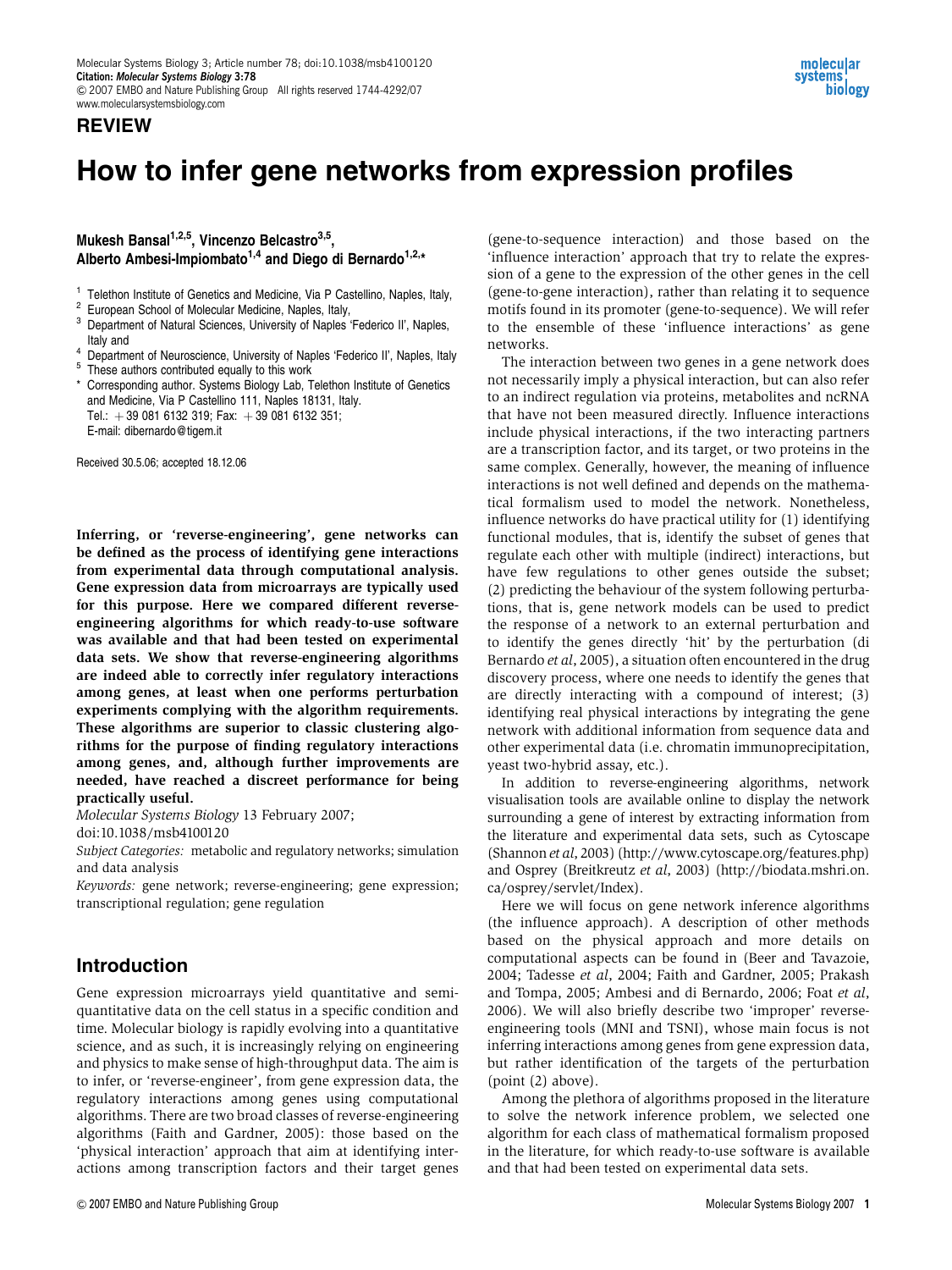REVIEW

# How to infer gene networks from expression profiles

**Mukesh Bansal[1,2,5], Vincenzo Belcastro[3,5], Alberto Ambesi-Impiombato[1,4] and Diego di Bernardo[1,2,*]**

[1] Telethon Institute of Genetics and Medicine, Via P Castellino, Naples, Italy,
[2] European School of Molecular Medicine, Naples, Italy,
[3] Department of Natural Sciences, University of Naples 'Federico II', Naples, Italy and
[4] Department of Neuroscience, University of Naples 'Federico II', Naples, Italy
[5] These authors contributed equally to this work
[*] Corresponding author. Systems Biology Lab, Telethon Institute of Genetics and Medicine, Via P Castellino 111, Naples 18131, Italy. Tel.: +39 081 6132 319; Fax: +39 081 6132 351; E-mail: dibernardo@tigem.it

Received 30.5.06; accepted 18.12.06

**Inferring, or 'reverse-engineering', gene networks can be defined as the process of identifying gene interactions from experimental data through computational analysis. Gene expression data from microarrays are typically used for this purpose. Here we compared different reverse-engineering algorithms for which ready-to-use software was available and that had been tested on experimental data sets. We show that reverse-engineering algorithms are indeed able to correctly infer regulatory interactions among genes, at least when one performs perturbation experiments complying with the algorithm requirements. These algorithms are superior to classic clustering algorithms for the purpose of finding regulatory interactions among genes, and, although further improvements are needed, have reached a discreet performance for being practically useful.**

*Molecular Systems Biology* 13 February 2007; doi:10.1038/msb4100120

*Subject Categories:* metabolic and regulatory networks; simulation and data analysis

*Keywords:* gene network; reverse-engineering; gene expression; transcriptional regulation; gene regulation

## Introduction

Gene expression microarrays yield quantitative and semi-quantitative data on the cell status in a specific condition and time. Molecular biology is rapidly evolving into a quantitative science, and as such, it is increasingly relying on engineering and physics to make sense of high-throughput data. The aim is to infer, or 'reverse-engineer', from gene expression data, the regulatory interactions among genes using computational algorithms. There are two broad classes of reverse-engineering algorithms (Faith and Gardner, 2005): those based on the 'physical interaction' approach that aim at identifying interactions among transcription factors and their target genes (gene-to-sequence interaction) and those based on the 'influence interaction' approach that try to relate the expression of a gene to the expression of the other genes in the cell (gene-to-gene interaction), rather than relating it to sequence motifs found in its promoter (gene-to-sequence). We will refer to the ensemble of these 'influence interactions' as gene networks.

The interaction between two genes in a gene network does not necessarily imply a physical interaction, but can also refer to an indirect regulation via proteins, metabolites and ncRNA that have not been measured directly. Influence interactions include physical interactions, if the two interacting partners are a transcription factor, and its target, or two proteins in the same complex. Generally, however, the meaning of influence interactions is not well defined and depends on the mathematical formalism used to model the network. Nonetheless, influence networks do have practical utility for (1) identifying functional modules, that is, identify the subset of genes that regulate each other with multiple (indirect) interactions, but have few regulations to other genes outside the subset; (2) predicting the behaviour of the system following perturbations, that is, gene network models can be used to predict the response of a network to an external perturbation and to identify the genes directly 'hit' by the perturbation (di Bernardo *et al*, 2005), a situation often encountered in the drug discovery process, where one needs to identify the genes that are directly interacting with a compound of interest; (3) identifying real physical interactions by integrating the gene network with additional information from sequence data and other experimental data (i.e. chromatin immunoprecipitation, yeast two-hybrid assay, etc.).

In addition to reverse-engineering algorithms, network visualisation tools are available online to display the network surrounding a gene of interest by extracting information from the literature and experimental data sets, such as Cytoscape (Shannon *et al*, 2003) (http://www.cytoscape.org/features.php) and Osprey (Breitkreutz *et al*, 2003) (http://biodata.mshri.on.ca/osprey/servlet/Index).

Here we will focus on gene network inference algorithms (the influence approach). A description of other methods based on the physical approach and more details on computational aspects can be found in (Beer and Tavazoie, 2004; Tadesse *et al*, 2004; Faith and Gardner, 2005; Prakash and Tompa, 2005; Ambesi and di Bernardo, 2006; Foat *et al*, 2006). We will also briefly describe two 'improper' reverse-engineering tools (MNI and TSNI), whose main focus is not inferring interactions among genes from gene expression data, but rather identification of the targets of the perturbation (point (2) above).

Among the plethora of algorithms proposed in the literature to solve the network inference problem, we selected one algorithm for each class of mathematical formalism proposed in the literature, for which ready-to-use software is available and that had been tested on experimental data sets.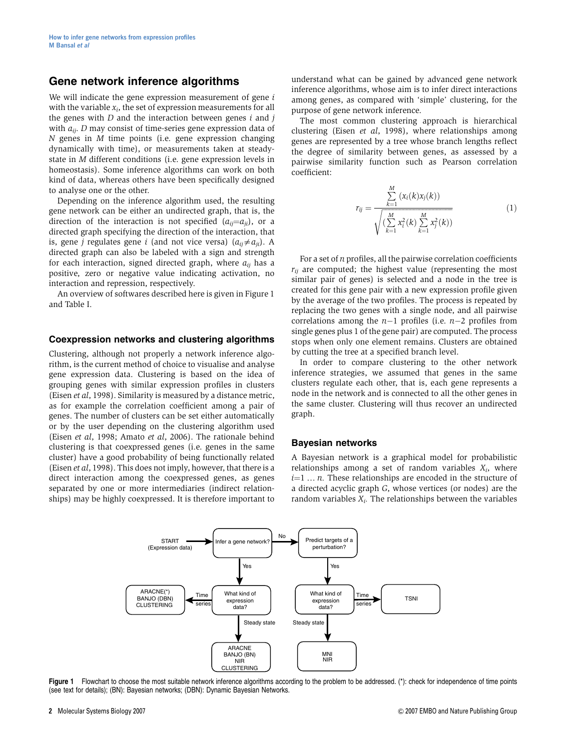## Gene network inference algorithms

We will indicate the gene expression measurement of gene $i$ with the variable $x_i$, the set of expression measurements for all the genes with $D$ and the interaction between genes $i$ and $j$ with $a_{ij}$. $D$ may consist of time-series gene expression data of $N$ genes in $M$ time points (i.e. gene expression changing dynamically with time), or measurements taken at steady-state in $M$ different conditions (i.e. gene expression levels in homeostasis). Some inference algorithms can work on both kind of data, whereas others have been specifically designed to analyse one or the other.

Depending on the inference algorithm used, the resulting gene network can be either an undirected graph, that is, the direction of the interaction is not specified ($a_{ij}$=$a_{ji}$), or a directed graph specifying the direction of the interaction, that is, gene $j$ regulates gene $i$ (and not vice versa) ($a_{ij} \neq a_{ji}$). A directed graph can also be labeled with a sign and strength for each interaction, signed directed graph, where $a_{ij}$ has a positive, zero or negative value indicating activation, no interaction and repression, respectively.

An overview of softwares described here is given in Figure 1 and Table I.

### Coexpression networks and clustering algorithms

Clustering, although not properly a network inference algorithm, is the current method of choice to visualise and analyse gene expression data. Clustering is based on the idea of grouping genes with similar expression profiles in clusters (Eisen *et al*, 1998). Similarity is measured by a distance metric, as for example the correlation coefficient among a pair of genes. The number of clusters can be set either automatically or by the user depending on the clustering algorithm used (Eisen *et al*, 1998; Amato *et al*, 2006). The rationale behind clustering is that coexpressed genes (i.e. genes in the same cluster) have a good probability of being functionally related (Eisen *et al*, 1998). This does not imply, however, that there is a direct interaction among the coexpressed genes, as genes separated by one or more intermediaries (indirect relationships) may be highly coexpressed. It is therefore important to understand what can be gained by advanced gene network inference algorithms, whose aim is to infer direct interactions among genes, as compared with 'simple' clustering, for the purpose of gene network inference.

The most common clustering approach is hierarchical clustering (Eisen *et al*, 1998), where relationships among genes are represented by a tree whose branch lengths reflect the degree of similarity between genes, as assessed by a pairwise similarity function such as Pearson correlation coefficient:

$$r_{ij} = \frac{\sum_{k=1}^{M}(x_i(k)x_j(k))}{\sqrt{(\sum_{k=1}^{M}x_i^2(k)\sum_{k=1}^{M}x_j^2(k))}} \qquad (1)$$

For a set of $n$ profiles, all the pairwise correlation coefficients $r_{ij}$ are computed; the highest value (representing the most similar pair of genes) is selected and a node in the tree is created for this gene pair with a new expression profile given by the average of the two profiles. The process is repeated by replacing the two genes with a single node, and all pairwise correlations among the $n-1$ profiles (i.e. $n-2$ profiles from single genes plus 1 of the gene pair) are computed. The process stops when only one element remains. Clusters are obtained by cutting the tree at a specified branch level.

In order to compare clustering to the other network inference strategies, we assumed that genes in the same clusters regulate each other, that is, each gene represents a node in the network and is connected to all the other genes in the same cluster. Clustering will thus recover an undirected graph.

### Bayesian networks

A Bayesian network is a graphical model for probabilistic relationships among a set of random variables $X_i$, where $i$=1 … $n$. These relationships are encoded in the structure of a directed acyclic graph $G$, whose vertices (or nodes) are the random variables $X_i$. The relationships between the variables

START (Expression data) → Infer a gene network?
- Yes → What kind of expression data?
  - Time series → ARACNE(*), BANJO (DBN), CLUSTERING
  - Steady state → ARACNE, BANJO (BN), NIR, CLUSTERING
- No → Predict targets of a perturbation?
  - Yes → What kind of expression data?
    - Time series → TSNI
    - Steady state → MNI, NIR

**Figure 1** Flowchart to choose the most suitable network inference algorithms according to the problem to be addressed. (*): check for independence of time points (see text for details); (BN): Bayesian networks; (DBN): Dynamic Bayesian Networks.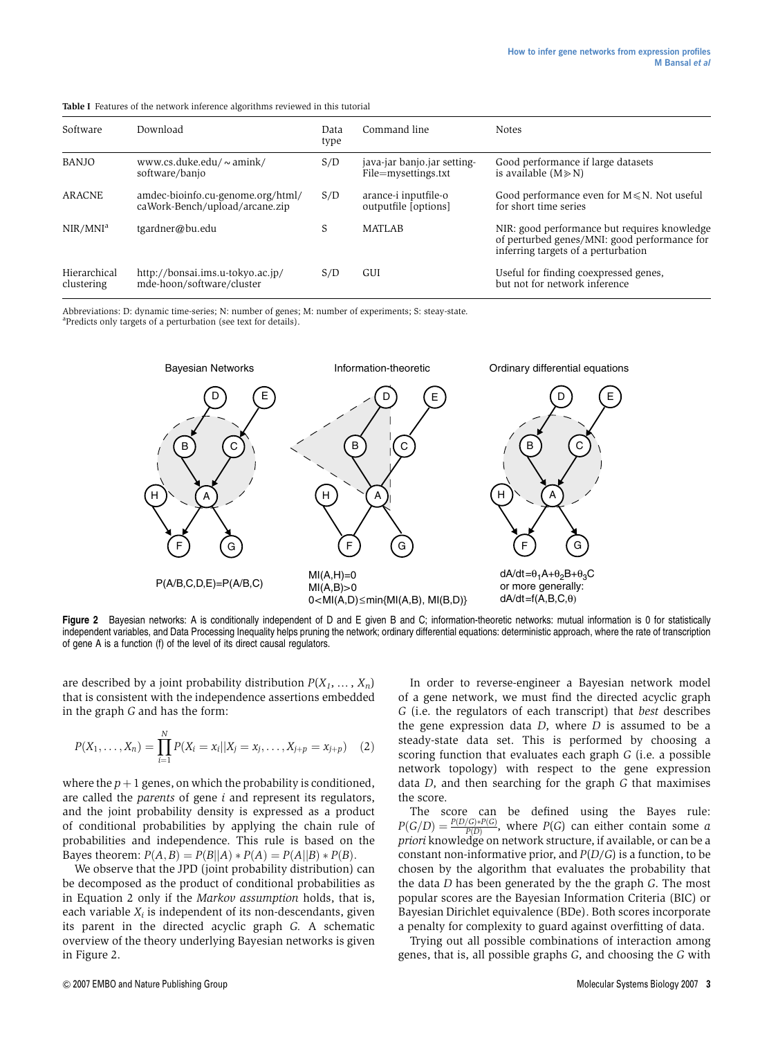**Table I** Features of the network inference algorithms reviewed in this tutorial

| Software | Download | Data type | Command line | Notes |
|---|---|---|---|---|
| BANJO | www.cs.duke.edu/~amink/software/banjo | S/D | java-jar banjo.jar setting-File=mysettings.txt | Good performance if large datasets is available (M≫N) |
| ARACNE | amdec-bioinfo.cu-genome.org/html/caWork-Bench/upload/arcane.zip | S/D | arance-i inputfile-o outputfile [options] | Good performance even for M⩽N. Not useful for short time series |
| NIR/MNI[a] | tgardner@bu.edu | S | MATLAB | NIR: good performance but requires knowledge of perturbed genes/MNI: good performance for inferring targets of a perturbation |
| Hierarchical clustering | http://bonsai.ims.u-tokyo.ac.jp/mde-hoon/software/cluster | S/D | GUI | Useful for finding coexpressed genes, but not for network inference |

Abbreviations: D: dynamic time-series; N: number of genes; M: number of experiments; S: steay-state.
[a]Predicts only targets of a perturbation (see text for details).

Bayesian Networks — P(A/B,C,D,E)=P(A/B,C)

Information-theoretic — MI(A,H)=0; MI(A,B)>0; 0<MI(A,D)≤min{MI(A,B), MI(B,D)}

Ordinary differential equations — $dA/dt=\theta_1A+\theta_2B+\theta_3C$ or more generally: $dA/dt=f(A,B,C,\theta)$

**Figure 2** Bayesian networks: A is conditionally independent of D and E given B and C; information-theoretic networks: mutual information is 0 for statistically independent variables, and Data Processing Inequality helps pruning the network; ordinary differential equations: deterministic approach, where the rate of transcription of gene A is a function (f) of the level of its direct causal regulators.

are described by a joint probability distribution $P(X_1, \ldots, X_n)$ that is consistent with the independence assertions embedded in the graph $G$ and has the form:

$$P(X_1, \ldots, X_n) = \prod_{i=1}^{N} P(X_i = x_i || X_j = x_j, \ldots, X_{j+p} = x_{j+p}) \quad (2)$$

where the $p+1$ genes, on which the probability is conditioned, are called the *parents* of gene $i$ and represent its regulators, and the joint probability density is expressed as a product of conditional probabilities by applying the chain rule of probabilities and independence. This rule is based on the Bayes theorem: $P(A, B) = P(B||A) * P(A) = P(A||B) * P(B)$.

We observe that the JPD (joint probability distribution) can be decomposed as the product of conditional probabilities as in Equation 2 only if the *Markov assumption* holds, that is, each variable $X_i$ is independent of its non-descendants, given its parent in the directed acyclic graph $G$. A schematic overview of the theory underlying Bayesian networks is given in Figure 2.

In order to reverse-engineer a Bayesian network model of a gene network, we must find the directed acyclic graph $G$ (i.e. the regulators of each transcript) that *best* describes the gene expression data $D$, where $D$ is assumed to be a steady-state data set. This is performed by choosing a scoring function that evaluates each graph $G$ (i.e. a possible network topology) with respect to the gene expression data $D$, and then searching for the graph $G$ that maximises the score.

The score can be defined using the Bayes rule: $P(G/D) = \frac{P(D/G) * P(G)}{P(D)}$, where $P(G)$ can either contain some *a priori* knowledge on network structure, if available, or can be a constant non-informative prior, and $P(D/G)$ is a function, to be chosen by the algorithm that evaluates the probability that the data $D$ has been generated by the the graph $G$. The most popular scores are the Bayesian Information Criteria (BIC) or Bayesian Dirichlet equivalence (BDe). Both scores incorporate a penalty for complexity to guard against overfitting of data.

Trying out all possible combinations of interaction among genes, that is, all possible graphs $G$, and choosing the $G$ with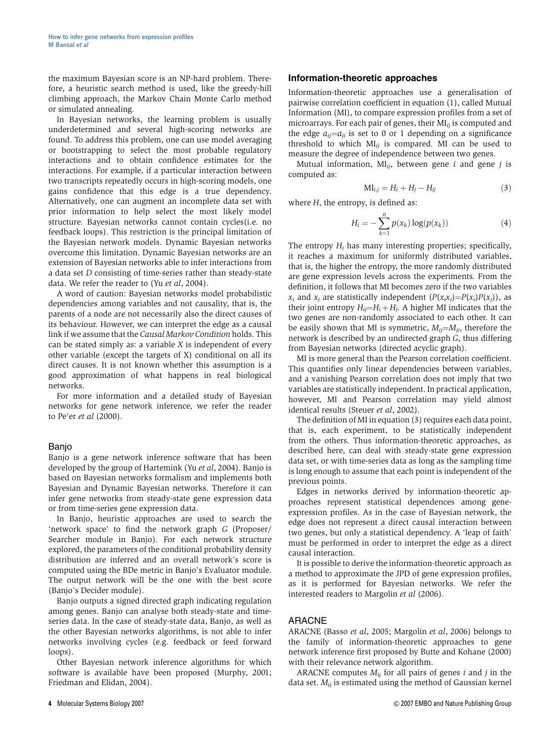the maximum Bayesian score is an NP-hard problem. Therefore, a heuristic search method is used, like the greedy-hill climbing approach, the Markov Chain Monte Carlo method or simulated annealing.

In Bayesian networks, the learning problem is usually underdetermined and several high-scoring networks are found. To address this problem, one can use model averaging or bootstrapping to select the most probable regulatory interactions and to obtain confidence estimates for the interactions. For example, if a particular interaction between two transcripts repeatedly occurs in high-scoring models, one gains confidence that this edge is a true dependency. Alternatively, one can augment an incomplete data set with prior information to help select the most likely model structure. Bayesian networks cannot contain cycles(i.e. no feedback loops). This restriction is the principal limitation of the Bayesian network models. Dynamic Bayesian networks overcome this limitation. Dynamic Bayesian networks are an extension of Bayesian networks able to infer interactions from a data set $D$ consisting of time-series rather than steady-state data. We refer the reader to (Yu *et al*, 2004).

A word of caution: Bayesian networks model probabilistic dependencies among variables and not causality, that is, the parents of a node are not necessarily also the direct causes of its behaviour. However, we can interpret the edge as a causal link if we assume that the *Causal Markov Condition* holds. This can be stated simply as: a variable $X$ is independent of every other variable (except the targets of X) conditional on all its direct causes. It is not known whether this assumption is a good approximation of what happens in real biological networks.

For more information and a detailed study of Bayesian networks for gene network inference, we refer the reader to Pe'er *et al* (2000).

## Banjo

Banjo is a gene network inference software that has been developed by the group of Hartemink (Yu *et al*, 2004). Banjo is based on Bayesian networks formalism and implements both Bayesian and Dynamic Bayesian networks. Therefore it can infer gene networks from steady-state gene expression data or from time-series gene expression data.

In Banjo, heuristic approaches are used to search the 'network space' to find the network graph $G$ (Proposer/Searcher module in Banjo). For each network structure explored, the parameters of the conditional probability density distribution are inferred and an overall network's score is computed using the BDe metric in Banjo's Evaluator module. The output network will be the one with the best score (Banjo's Decider module).

Banjo outputs a signed directed graph indicating regulation among genes. Banjo can analyse both steady-state and time-series data. In the case of steady-state data, Banjo, as well as the other Bayesian networks algorithms, is not able to infer networks involving cycles (e.g. feedback or feed forward loops).

Other Bayesian network inference algorithms for which software is available have been proposed (Murphy, 2001; Friedman and Elidan, 2004).

## Information-theoretic approaches

Information-theoretic approaches use a generalisation of pairwise correlation coefficient in equation (1), called Mutual Information (MI), to compare expression profiles from a set of microarrays. For each pair of genes, their $\text{MI}_{ij}$ is computed and the edge $a_{ij}=a_{ji}$ is set to 0 or 1 depending on a significance threshold to which $\text{MI}_{ij}$ is compared. MI can be used to measure the degree of independence between two genes.

Mutual information, $\text{MI}_{ij}$, between gene $i$ and gene $j$ is computed as:

$$\text{MI}_{i,j} = H_i + H_j - H_{ij} \tag{3}$$

where $H$, the entropy, is defined as:

$$H_i = -\sum_{k=1}^{n} p(x_k)\log(p(x_k)) \tag{4}$$

The entropy $H_i$ has many interesting properties; specifically, it reaches a maximum for uniformly distributed variables, that is, the higher the entropy, the more randomly distributed are gene expression levels across the experiments. From the definition, it follows that MI becomes zero if the two variables $x_i$ and $x_j$ are statistically independent ($P(x_i x_j)=P(x_i)P(x_j)$), as their joint entropy $H_{ij}=H_i+H_j$. A higher MI indicates that the two genes are non-randomly associated to each other. It can be easily shown that MI is symmetric, $M_{ij}=M_{ji}$, therefore the network is described by an undirected graph $G$, thus differing from Bayesian networks (directed acyclic graph).

MI is more general than the Pearson correlation coefficient. This quantifies only linear dependencies between variables, and a vanishing Pearson correlation does not imply that two variables are statistically independent. In practical application, however, MI and Pearson correlation may yield almost identical results (Steuer *et al*, 2002).

The definition of MI in equation (3) requires each data point, that is, each experiment, to be statistically independent from the others. Thus information-theoretic approaches, as described here, can deal with steady-state gene expression data set, or with time-series data as long as the sampling time is long enough to assume that each point is independent of the previous points.

Edges in networks derived by information-theoretic approaches represent statistical dependences among gene-expression profiles. As in the case of Bayesian network, the edge does not represent a direct causal interaction between two genes, but only a statistical dependency. A 'leap of faith' must be performed in order to interpret the edge as a direct causal interaction.

It is possible to derive the information-theoretic approach as a method to approximate the JPD of gene expression profiles, as it is performed for Bayesian networks. We refer the interested readers to Margolin *et al* (2006).

## ARACNE

ARACNE (Basso *et al*, 2005; Margolin *et al*, 2006) belongs to the family of information-theoretic approaches to gene network inference first proposed by Butte and Kohane (2000) with their relevance network algorithm.

ARACNE computes $M_{\text{ij}}$ for all pairs of genes $i$ and $j$ in the data set. $M_{\text{ij}}$ is estimated using the method of Gaussian kernel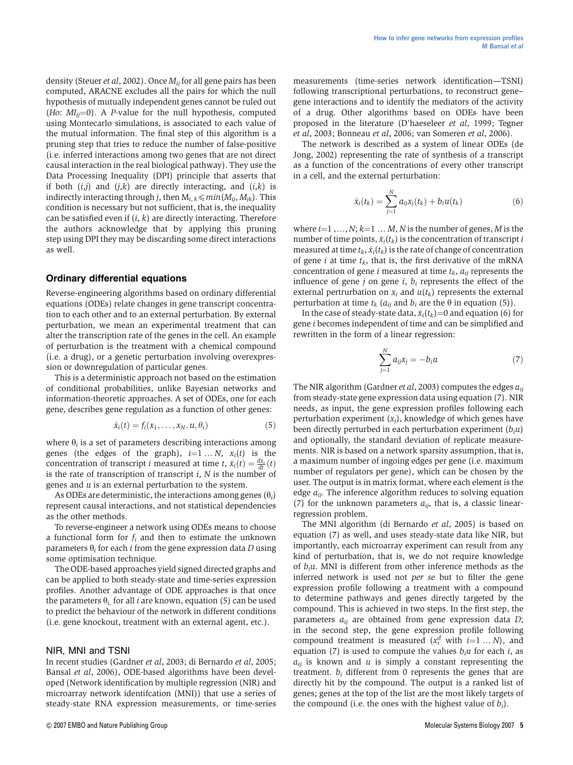density (Steuer *et al*, 2002). Once $M_{ij}$ for all gene pairs has been computed, ARACNE excludes all the pairs for which the null hypothesis of mutually independent genes cannot be ruled out (*Ho*: $MI_{ij}=0$). A *P*-value for the null hypothesis, computed using Montecarlo simulations, is associated to each value of the mutual information. The final step of this algorithm is a pruning step that tries to reduce the number of false-positive (i.e. inferred interactions among two genes that are not direct causal interaction in the real biological pathway). They use the Data Processing Inequality (DPI) principle that asserts that if both (*i*,*j*) and (*j*,*k*) are directly interacting, and (*i*,*k*) is indirectly interacting through *j*, then $M_{i,k} \leqslant min(M_{ij}, M_{jk})$. This condition is necessary but not sufficient, that is, the inequality can be satisfied even if (*i*, *k*) are directly interacting. Therefore the authors acknowledge that by applying this pruning step using DPI they may be discarding some direct interactions as well.

## Ordinary differential equations

Reverse-engineering algorithms based on ordinary differential equations (ODEs) relate changes in gene transcript concentration to each other and to an external perturbation. By external perturbation, we mean an experimental treatment that can alter the transcription rate of the genes in the cell. An example of perturbation is the treatment with a chemical compound (i.e. a drug), or a genetic perturbation involving overexpression or downregulation of particular genes.

This is a deterministic approach not based on the estimation of conditional probabilities, unlike Bayesian networks and information-theoretic approaches. A set of ODEs, one for each gene, describes gene regulation as a function of other genes:

$$\dot{x}_i(t) = f_i(x_1, \ldots, x_N, u, \theta_i) \tag{5}$$

where $\theta_i$ is a set of parameters describing interactions among genes (the edges of the graph), $i=1 \ldots N$, $x_i(t)$ is the concentration of transcript *i* measured at time *t*, $\dot{x}_i(t) = \frac{dx_i}{dt}(t)$ is the rate of transcription of transcript *i*, *N* is the number of genes and *u* is an external perturbation to the system.

As ODEs are deterministic, the interactions among genes ($\theta_i$) represent causal interactions, and not statistical dependencies as the other methods.

To reverse-engineer a network using ODEs means to choose a functional form for $f_i$ and then to estimate the unknown parameters $\theta_i$ for each *i* from the gene expression data *D* using some optimisation technique.

The ODE-based approaches yield signed directed graphs and can be applied to both steady-state and time-series expression profiles. Another advantage of ODE approaches is that once the parameters $\theta_i$, for all *i* are known, equation (5) can be used to predict the behaviour of the network in different conditions (i.e. gene knockout, treatment with an external agent, etc.).

### NIR, MNI and TSNI

In recent studies (Gardner *et al*, 2003; di Bernardo *et al*, 2005; Bansal *et al*, 2006), ODE-based algorithms have been developed (Network identification by multiple regression (NIR) and microarray network identifcation (MNI)) that use a series of steady-state RNA expression measurements, or time-series measurements (time-series network identification—TSNI) following transcriptional perturbations, to reconstruct gene–gene interactions and to identify the mediators of the activity of a drug. Other algorithms based on ODEs have been proposed in the literature (D'haeseleer *et al*, 1999; Tegner *et al*, 2003; Bonneau *et al*, 2006; van Someren *et al*, 2006).

The network is described as a system of linear ODEs (de Jong, 2002) representing the rate of synthesis of a transcript as a function of the concentrations of every other transcript in a cell, and the external perturbation:

$$\dot{x}_i(t_k) = \sum_{j=1}^{N} a_{ij} x_j(t_k) + b_i u(t_k) \tag{6}$$

where $i=1, \ldots, N$; $k=1 \ldots M$, *N* is the number of genes, *M* is the number of time points, $\dot{x}_i(t_k)$ is the concentration of transcript *i* measured at time $t_k$, $\dot{x}_i(t_k)$ is the rate of change of concentration of gene *i* at time $t_k$, that is, the first derivative of the mRNA concentration of gene *i* measured at time $t_k$, $a_{ij}$ represents the influence of gene *j* on gene *i*, $b_i$ represents the effect of the external pertrurbation on $x_i$ and $u(t_k)$ represents the external perturbation at time $t_k$ ($a_{ij}$ and $b_i$ are the $\theta$ in equation (5)).

In the case of steady-state data, $\dot{x}_i(t_k)=0$ and equation (6) for gene *i* becomes independent of time and can be simplified and rewritten in the form of a linear regression:

$$\sum_{j=1}^{N} a_{ij} x_j = -b_i u \tag{7}$$

The NIR algorithm (Gardner *et al*, 2003) computes the edges $a_{ij}$ from steady-state gene expression data using equation (7). NIR needs, as input, the gene expression profiles following each perturbation experiment ($x_j$), knowledge of which genes have been directly perturbed in each perturbation experiment ($b_i u$) and optionally, the standard deviation of replicate measurements. NIR is based on a network sparsity assumption, that is, a maximum number of ingoing edges per gene (i.e. maximum number of regulators per gene), which can be chosen by the user. The output is in matrix format, where each element is the edge $a_{ij}$. The inference algorithm reduces to solving equation (7) for the unknown parameters $a_{ij}$, that is, a classic linear-regression problem.

The MNI algorithm (di Bernardo *et al*, 2005) is based on equation (7) as well, and uses steady-state data like NIR, but importantly, each microarray experiment can result from any kind of perturbation, that is, we do not require knowledge of $b_i u$. MNI is different from other inference methods as the inferred network is used not *per se* but to filter the gene expression profile following a treatment with a compound to determine pathways and genes directly targeted by the compound. This is achieved in two steps. In the first step, the parameters $a_{ij}$ are obtained from gene expression data *D*; in the second step, the gene expression profile following compound treatment is measured ($x_i^d$ with $i=1 \ldots N$), and equation (7) is used to compute the values $b_i u$ for each *i*, as $a_{ij}$ is known and *u* is simply a constant representing the treatment. $b_i$ different from 0 represents the genes that are directly hit by the compound. The output is a ranked list of genes; genes at the top of the list are the most likely targets of the compound (i.e. the ones with the highest value of $b_i$).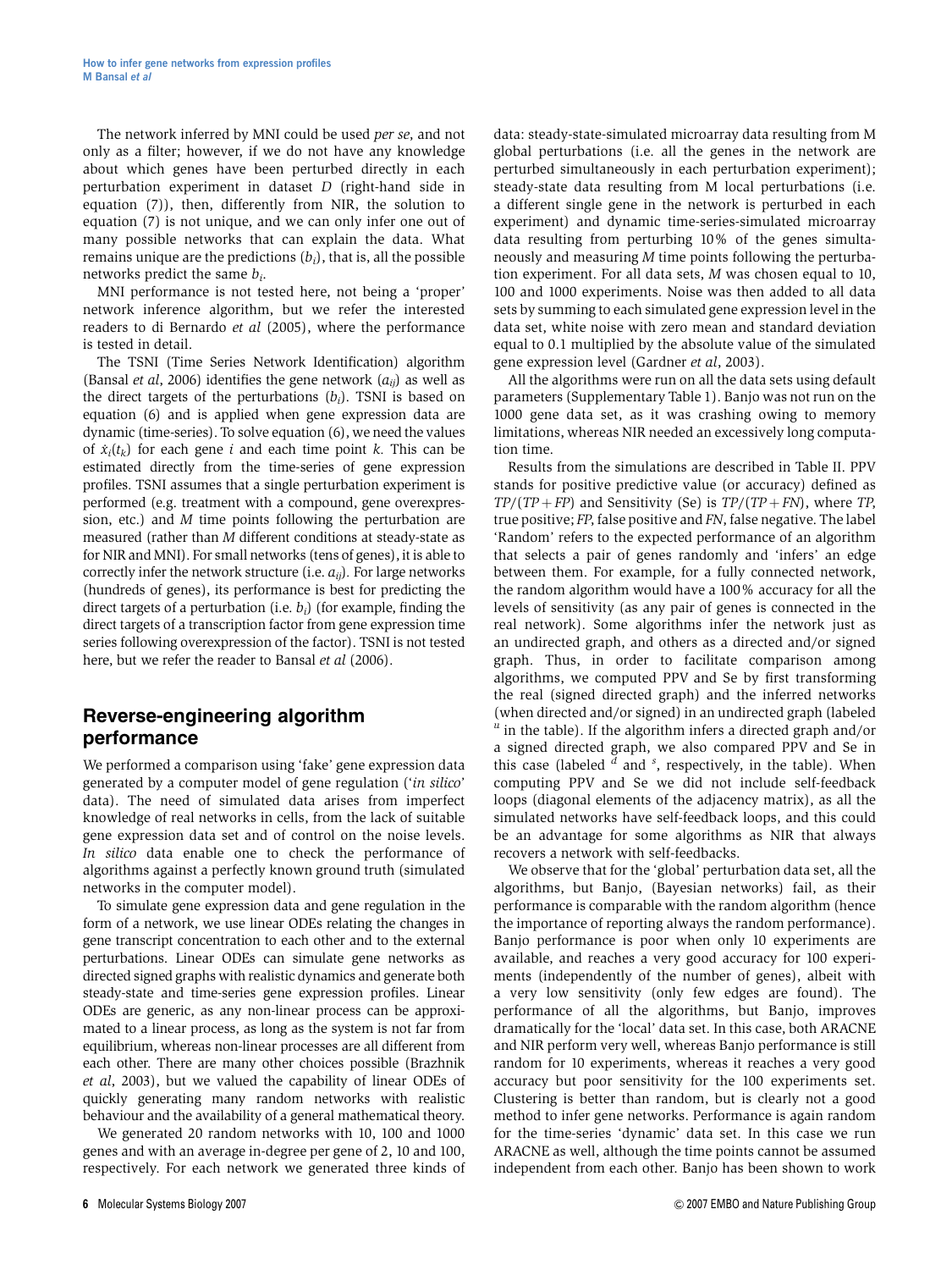The network inferred by MNI could be used *per se*, and not only as a filter; however, if we do not have any knowledge about which genes have been perturbed directly in each perturbation experiment in dataset $D$ (right-hand side in equation (7)), then, differently from NIR, the solution to equation (7) is not unique, and we can only infer one out of many possible networks that can explain the data. What remains unique are the predictions ($b_i$), that is, all the possible networks predict the same $b_i$.

MNI performance is not tested here, not being a 'proper' network inference algorithm, but we refer the interested readers to di Bernardo *et al* (2005), where the performance is tested in detail.

The TSNI (Time Series Network Identification) algorithm (Bansal *et al*, 2006) identifies the gene network ($a_{ij}$) as well as the direct targets of the perturbations ($b_i$). TSNI is based on equation (6) and is applied when gene expression data are dynamic (time-series). To solve equation (6), we need the values of $\dot{x}_i(t_k)$ for each gene $i$ and each time point $k$. This can be estimated directly from the time-series of gene expression profiles. TSNI assumes that a single perturbation experiment is performed (e.g. treatment with a compound, gene overexpression, etc.) and $M$ time points following the perturbation are measured (rather than $M$ different conditions at steady-state as for NIR and MNI). For small networks (tens of genes), it is able to correctly infer the network structure (i.e. $a_{ij}$). For large networks (hundreds of genes), its performance is best for predicting the direct targets of a perturbation (i.e. $b_i$) (for example, finding the direct targets of a transcription factor from gene expression time series following overexpression of the factor). TSNI is not tested here, but we refer the reader to Bansal *et al* (2006).

## Reverse-engineering algorithm performance

We performed a comparison using 'fake' gene expression data generated by a computer model of gene regulation ('*in silico*' data). The need of simulated data arises from imperfect knowledge of real networks in cells, from the lack of suitable gene expression data set and of control on the noise levels. *In silico* data enable one to check the performance of algorithms against a perfectly known ground truth (simulated networks in the computer model).

To simulate gene expression data and gene regulation in the form of a network, we use linear ODEs relating the changes in gene transcript concentration to each other and to the external perturbations. Linear ODEs can simulate gene networks as directed signed graphs with realistic dynamics and generate both steady-state and time-series gene expression profiles. Linear ODEs are generic, as any non-linear process can be approximated to a linear process, as long as the system is not far from equilibrium, whereas non-linear processes are all different from each other. There are many other choices possible (Brazhnik *et al*, 2003), but we valued the capability of linear ODEs of quickly generating many random networks with realistic behaviour and the availability of a general mathematical theory.

We generated 20 random networks with 10, 100 and 1000 genes and with an average in-degree per gene of 2, 10 and 100, respectively. For each network we generated three kinds of data: steady-state-simulated microarray data resulting from M global perturbations (i.e. all the genes in the network are perturbed simultaneously in each perturbation experiment); steady-state data resulting from M local perturbations (i.e. a different single gene in the network is perturbed in each experiment) and dynamic time-series-simulated microarray data resulting from perturbing 10% of the genes simultaneously and measuring $M$ time points following the perturbation experiment. For all data sets, $M$ was chosen equal to 10, 100 and 1000 experiments. Noise was then added to all data sets by summing to each simulated gene expression level in the data set, white noise with zero mean and standard deviation equal to 0.1 multiplied by the absolute value of the simulated gene expression level (Gardner *et al*, 2003).

All the algorithms were run on all the data sets using default parameters (Supplementary Table 1). Banjo was not run on the 1000 gene data set, as it was crashing owing to memory limitations, whereas NIR needed an excessively long computation time.

Results from the simulations are described in Table II. PPV stands for positive predictive value (or accuracy) defined as $TP/(TP+FP)$ and Sensitivity (Se) is $TP/(TP+FN)$, where $TP$, true positive; $FP$, false positive and $FN$, false negative. The label 'Random' refers to the expected performance of an algorithm that selects a pair of genes randomly and 'infers' an edge between them. For example, for a fully connected network, the random algorithm would have a 100% accuracy for all the levels of sensitivity (as any pair of genes is connected in the real network). Some algorithms infer the network just as an undirected graph, and others as a directed and/or signed graph. Thus, in order to facilitate comparison among algorithms, we computed PPV and Se by first transforming the real (signed directed graph) and the inferred networks (when directed and/or signed) in an undirected graph (labeled $^u$ in the table). If the algorithm infers a directed graph and/or a signed directed graph, we also compared PPV and Se in this case (labeled $^d$ and $^s$, respectively, in the table). When computing PPV and Se we did not include self-feedback loops (diagonal elements of the adjacency matrix), as all the simulated networks have self-feedback loops, and this could be an advantage for some algorithms as NIR that always recovers a network with self-feedbacks.

We observe that for the 'global' perturbation data set, all the algorithms, but Banjo, (Bayesian networks) fail, as their performance is comparable with the random algorithm (hence the importance of reporting always the random performance). Banjo performance is poor when only 10 experiments are available, and reaches a very good accuracy for 100 experiments (independently of the number of genes), albeit with a very low sensitivity (only few edges are found). The performance of all the algorithms, but Banjo, improves dramatically for the 'local' data set. In this case, both ARACNE and NIR perform very well, whereas Banjo performance is still random for 10 experiments, whereas it reaches a very good accuracy but poor sensitivity for the 100 experiments set. Clustering is better than random, but is clearly not a good method to infer gene networks. Performance is again random for the time-series 'dynamic' data set. In this case we run ARACNE as well, although the time points cannot be assumed independent from each other. Banjo has been shown to work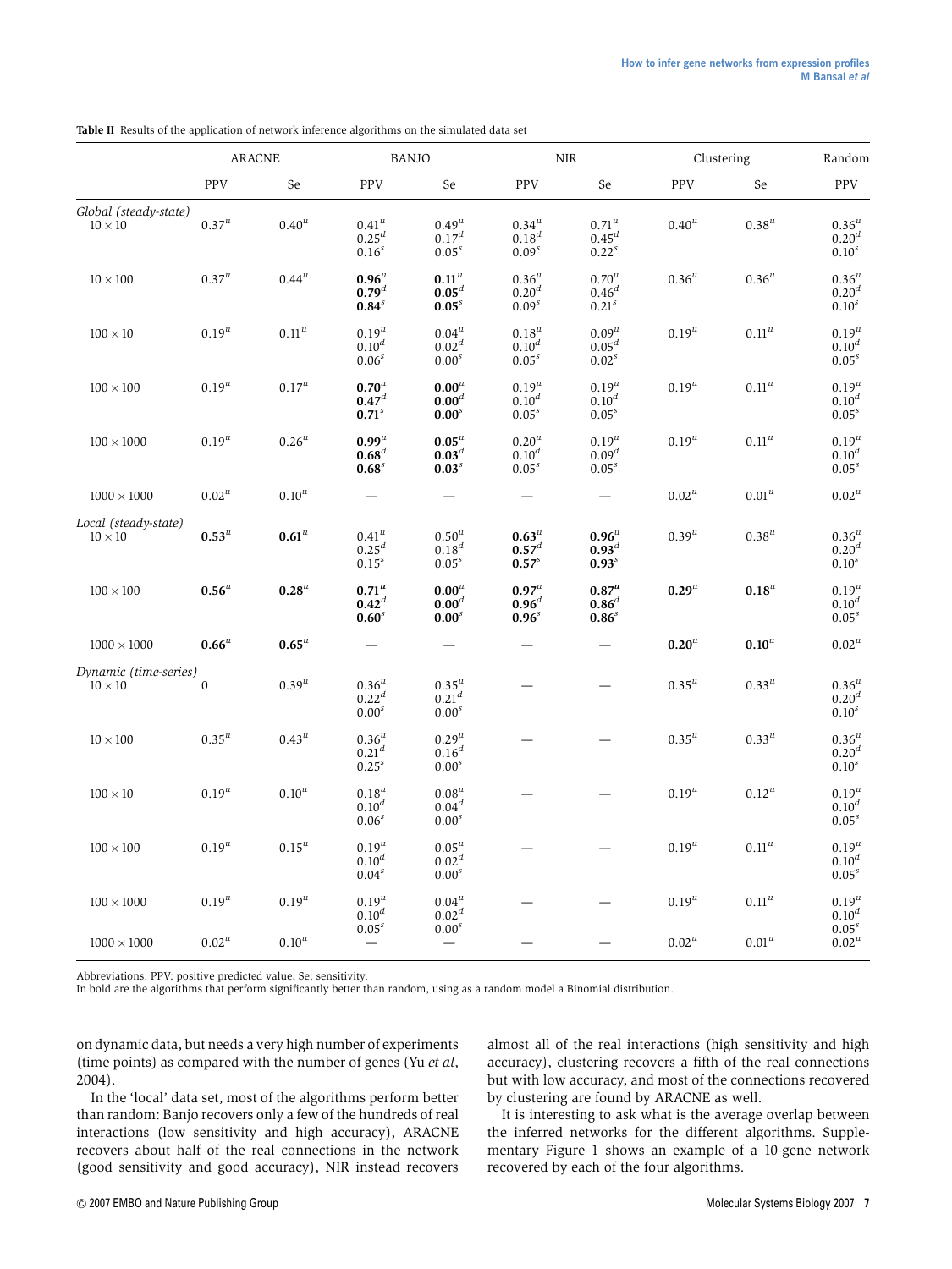**Table II** Results of the application of network inference algorithms on the simulated data set

| | ARACNE | | BANJO | | NIR | | Clustering | | Random |
|---|---|---|---|---|---|---|---|---|---|
| | PPV | Se | PPV | Se | PPV | Se | PPV | Se | PPV |
| *Global (steady-state)* | | | | | | | | | |
| 10 × 10 | $0.37^u$ | $0.40^u$ | $0.41^u$ $0.25^d$ $0.16^s$ | $0.49^u$ $0.17^d$ $0.05^s$ | $0.34^u$ $0.18^d$ $0.09^s$ | $0.71^u$ $0.45^d$ $0.22^s$ | $0.40^u$ | $0.38^u$ | $0.36^u$ $0.20^d$ $0.10^s$ |
| 10 × 100 | $0.37^u$ | $0.44^u$ | **$0.96^u$ $0.79^d$ $0.84^s$** | **$0.11^u$ $0.05^d$ $0.05^s$** | $0.36^u$ $0.20^d$ $0.09^s$ | $0.70^u$ $0.46^d$ $0.21^s$ | $0.36^u$ | $0.36^u$ | $0.36^u$ $0.20^d$ $0.10^s$ |
| 100 × 10 | $0.19^u$ | $0.11^u$ | $0.19^u$ $0.10^d$ $0.06^s$ | $0.04^u$ $0.02^d$ $0.00^s$ | $0.18^u$ $0.10^d$ $0.05^s$ | $0.09^u$ $0.05^d$ $0.02^s$ | $0.19^u$ | $0.11^u$ | $0.19^u$ $0.10^d$ $0.05^s$ |
| 100 × 100 | $0.19^u$ | $0.17^u$ | **$0.70^u$ $0.47^d$ $0.71^s$** | **$0.00^u$ $0.00^d$ $0.00^s$** | $0.19^u$ $0.10^d$ $0.05^s$ | $0.19^u$ $0.10^d$ $0.05^s$ | $0.19^u$ | $0.11^u$ | $0.19^u$ $0.10^d$ $0.05^s$ |
| 100 × 1000 | $0.19^u$ | $0.26^u$ | **$0.99^u$ $0.68^d$ $0.68^s$** | **$0.05^u$ $0.03^d$ $0.03^s$** | $0.20^u$ $0.10^d$ $0.05^s$ | $0.19^u$ $0.09^d$ $0.05^s$ | $0.19^u$ | $0.11^u$ | $0.19^u$ $0.10^d$ $0.05^s$ |
| 1000 × 1000 | $0.02^u$ | $0.10^u$ | — | — | — | — | $0.02^u$ | $0.01^u$ | $0.02^u$ |
| *Local (steady-state)* | | | | | | | | | |
| 10 × 10 | **$0.53^u$** | **$0.61^u$** | $0.41^u$ $0.25^d$ $0.15^s$ | $0.50^u$ $0.18^d$ $0.05^s$ | **$0.63^u$ $0.57^d$ $0.57^s$** | **$0.96^u$ $0.93^d$ $0.93^s$** | $0.39^u$ | $0.38^u$ | $0.36^u$ $0.20^d$ $0.10^s$ |
| 100 × 100 | **$0.56^u$** | **$0.28^u$** | **$0.71^u$ $0.42^d$ $0.60^s$** | **$0.00^u$ $0.00^d$ $0.00^s$** | **$0.97^u$ $0.96^d$ $0.96^s$** | **$0.87^u$ $0.86^d$ $0.86^s$** | **$0.29^u$** | **$0.18^u$** | $0.19^u$ $0.10^d$ $0.05^s$ |
| 1000 × 1000 | **$0.66^u$** | **$0.65^u$** | — | — | — | — | **$0.20^u$** | **$0.10^u$** | $0.02^u$ |
| *Dynamic (time-series)* | | | | | | | | | |
| 10 × 10 | 0 | $0.39^u$ | $0.36^u$ $0.22^d$ $0.00^s$ | $0.35^u$ $0.21^d$ $0.00^s$ | — | — | $0.35^u$ | $0.33^u$ | $0.36^u$ $0.20^d$ $0.10^s$ |
| 10 × 100 | $0.35^u$ | $0.43^u$ | $0.36^u$ $0.21^d$ $0.25^s$ | $0.29^u$ $0.16^d$ $0.00^s$ | — | — | $0.35^u$ | $0.33^u$ | $0.36^u$ $0.20^d$ $0.10^s$ |
| 100 × 10 | $0.19^u$ | $0.10^u$ | $0.18^u$ $0.10^d$ $0.06^s$ | $0.08^u$ $0.04^d$ $0.00^s$ | — | — | $0.19^u$ | $0.12^u$ | $0.19^u$ $0.10^d$ $0.05^s$ |
| 100 × 100 | $0.19^u$ | $0.15^u$ | $0.19^u$ $0.10^d$ $0.04^s$ | $0.05^u$ $0.02^d$ $0.00^s$ | — | — | $0.19^u$ | $0.11^u$ | $0.19^u$ $0.10^d$ $0.05^s$ |
| 100 × 1000 | $0.19^u$ | $0.19^u$ | $0.19^u$ $0.10^d$ $0.05^s$ | $0.04^u$ $0.02^d$ $0.00^s$ | — | — | $0.19^u$ | $0.11^u$ | $0.19^u$ $0.10^d$ $0.05^s$ |
| 1000 × 1000 | $0.02^u$ | $0.10^u$ | — | — | — | — | $0.02^u$ | $0.01^u$ | $0.02^u$ |

Abbreviations: PPV: positive predicted value; Se: sensitivity.
In bold are the algorithms that perform significantly better than random, using as a random model a Binomial distribution.

on dynamic data, but needs a very high number of experiments (time points) as compared with the number of genes (Yu *et al*, 2004).

In the 'local' data set, most of the algorithms perform better than random: Banjo recovers only a few of the hundreds of real interactions (low sensitivity and high accuracy), ARACNE recovers about half of the real connections in the network (good sensitivity and good accuracy), NIR instead recovers almost all of the real interactions (high sensitivity and high accuracy), clustering recovers a fifth of the real connections but with low accuracy, and most of the connections recovered by clustering are found by ARACNE as well.

It is interesting to ask what is the average overlap between the inferred networks for the different algorithms. Supplementary Figure 1 shows an example of a 10-gene network recovered by each of the four algorithms.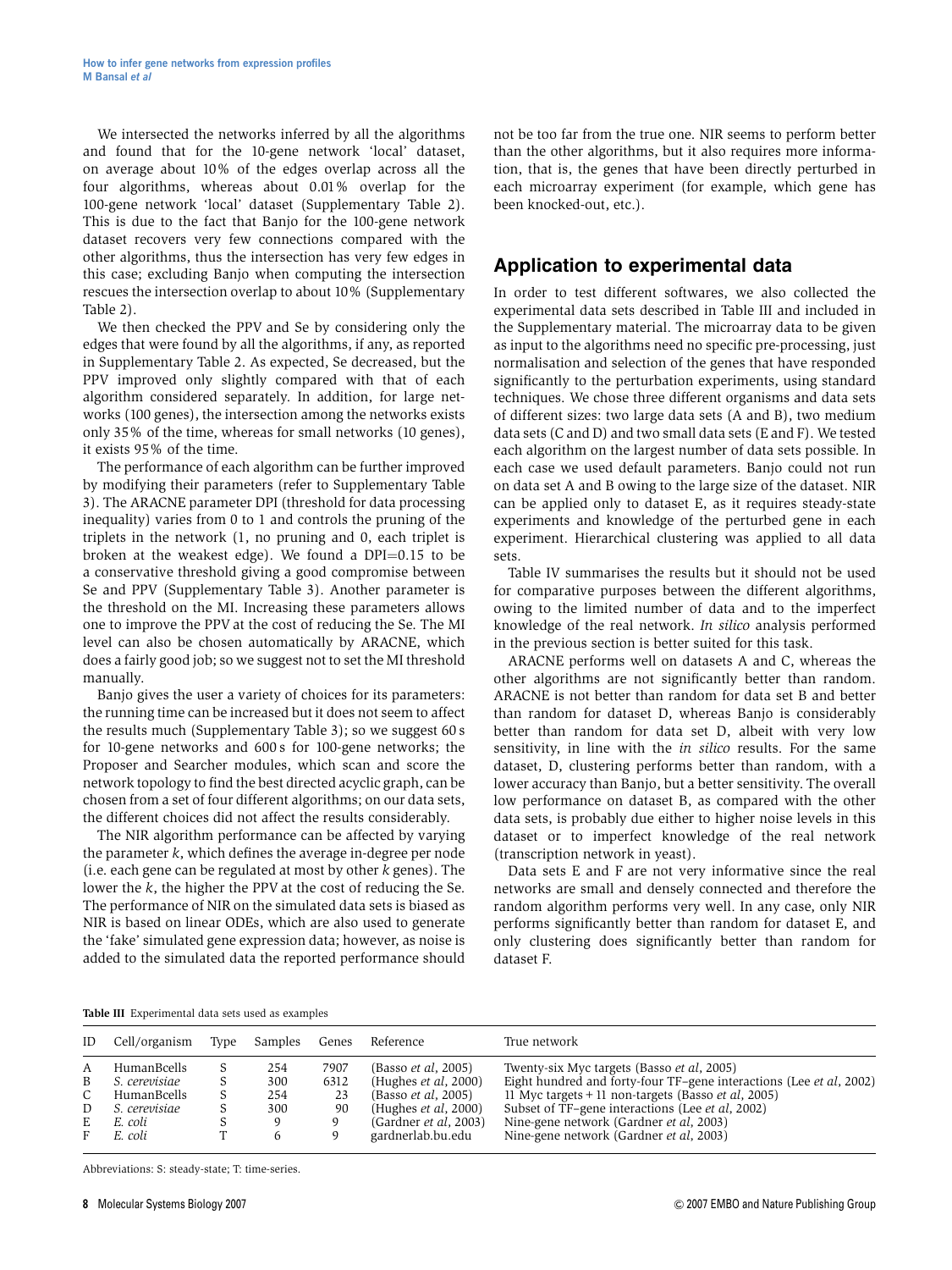We intersected the networks inferred by all the algorithms and found that for the 10-gene network 'local' dataset, on average about 10% of the edges overlap across all the four algorithms, whereas about 0.01% overlap for the 100-gene network 'local' dataset (Supplementary Table 2). This is due to the fact that Banjo for the 100-gene network dataset recovers very few connections compared with the other algorithms, thus the intersection has very few edges in this case; excluding Banjo when computing the intersection rescues the intersection overlap to about 10% (Supplementary Table 2).

We then checked the PPV and Se by considering only the edges that were found by all the algorithms, if any, as reported in Supplementary Table 2. As expected, Se decreased, but the PPV improved only slightly compared with that of each algorithm considered separately. In addition, for large networks (100 genes), the intersection among the networks exists only 35% of the time, whereas for small networks (10 genes), it exists 95% of the time.

The performance of each algorithm can be further improved by modifying their parameters (refer to Supplementary Table 3). The ARACNE parameter DPI (threshold for data processing inequality) varies from 0 to 1 and controls the pruning of the triplets in the network (1, no pruning and 0, each triplet is broken at the weakest edge). We found a DPI=0.15 to be a conservative threshold giving a good compromise between Se and PPV (Supplementary Table 3). Another parameter is the threshold on the MI. Increasing these parameters allows one to improve the PPV at the cost of reducing the Se. The MI level can also be chosen automatically by ARACNE, which does a fairly good job; so we suggest not to set the MI threshold manually.

Banjo gives the user a variety of choices for its parameters: the running time can be increased but it does not seem to affect the results much (Supplementary Table 3); so we suggest 60 s for 10-gene networks and 600 s for 100-gene networks; the Proposer and Searcher modules, which scan and score the network topology to find the best directed acyclic graph, can be chosen from a set of four different algorithms; on our data sets, the different choices did not affect the results considerably.

The NIR algorithm performance can be affected by varying the parameter $k$, which defines the average in-degree per node (i.e. each gene can be regulated at most by other $k$ genes). The lower the $k$, the higher the PPV at the cost of reducing the Se. The performance of NIR on the simulated data sets is biased as NIR is based on linear ODEs, which are also used to generate the 'fake' simulated gene expression data; however, as noise is added to the simulated data the reported performance should not be too far from the true one. NIR seems to perform better than the other algorithms, but it also requires more information, that is, the genes that have been directly perturbed in each microarray experiment (for example, which gene has been knocked-out, etc.).

## Application to experimental data

In order to test different softwares, we also collected the experimental data sets described in Table III and included in the Supplementary material. The microarray data to be given as input to the algorithms need no specific pre-processing, just normalisation and selection of the genes that have responded significantly to the perturbation experiments, using standard techniques. We chose three different organisms and data sets of different sizes: two large data sets (A and B), two medium data sets (C and D) and two small data sets (E and F). We tested each algorithm on the largest number of data sets possible. In each case we used default parameters. Banjo could not run on data set A and B owing to the large size of the dataset. NIR can be applied only to dataset E, as it requires steady-state experiments and knowledge of the perturbed gene in each experiment. Hierarchical clustering was applied to all data sets.

Table IV summarises the results but it should not be used for comparative purposes between the different algorithms, owing to the limited number of data and to the imperfect knowledge of the real network. *In silico* analysis performed in the previous section is better suited for this task.

ARACNE performs well on datasets A and C, whereas the other algorithms are not significantly better than random. ARACNE is not better than random for data set B and better than random for dataset D, whereas Banjo is considerably better than random for data set D, albeit with very low sensitivity, in line with the *in silico* results. For the same dataset, D, clustering performs better than random, with a lower accuracy than Banjo, but a better sensitivity. The overall low performance on dataset B, as compared with the other data sets, is probably due either to higher noise levels in this dataset or to imperfect knowledge of the real network (transcription network in yeast).

Data sets E and F are not very informative since the real networks are small and densely connected and therefore the random algorithm performs very well. In any case, only NIR performs significantly better than random for dataset E, and only clustering does significantly better than random for dataset F.

**Table III** Experimental data sets used as examples

| ID | Cell/organism | Type | Samples | Genes | Reference | True network |
|---|---|---|---|---|---|---|
| A | HumanBcells | S | 254 | 7907 | (Basso *et al*, 2005) | Twenty-six Myc targets (Basso *et al*, 2005) |
| B | *S. cerevisiae* | S | 300 | 6312 | (Hughes *et al*, 2000) | Eight hundred and forty-four TF–gene interactions (Lee *et al*, 2002) |
| C | HumanBcells | S | 254 | 23 | (Basso *et al*, 2005) | 11 Myc targets + 11 non-targets (Basso *et al*, 2005) |
| D | *S. cerevisiae* | S | 300 | 90 | (Hughes *et al*, 2000) | Subset of TF–gene interactions (Lee *et al*, 2002) |
| E | *E. coli* | S | 9 | 9 | (Gardner *et al*, 2003) | Nine-gene network (Gardner *et al*, 2003) |
| F | *E. coli* | T | 6 | 9 | gardnerlab.bu.edu | Nine-gene network (Gardner *et al*, 2003) |

Abbreviations: S: steady-state; T: time-series.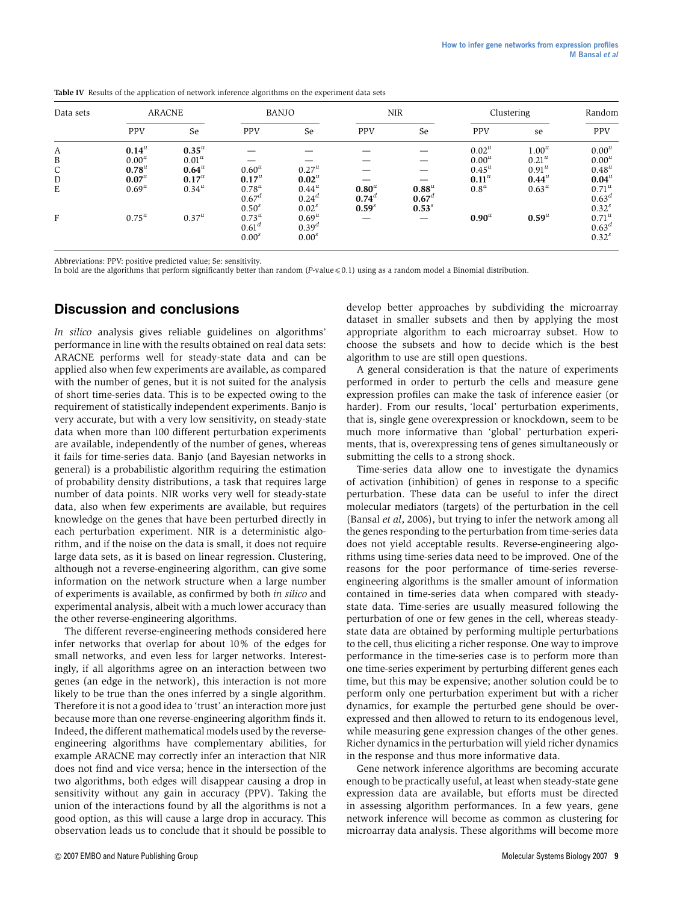**Table IV** Results of the application of network inference algorithms on the experiment data sets

| Data sets | ARACNE | | BANJO | | NIR | | Clustering | | Random |
|---|---|---|---|---|---|---|---|---|---|
| | PPV | Se | PPV | Se | PPV | Se | PPV | se | PPV |
| A | **0.14**$^u$ | **0.35**$^u$ | — | — | — | — | 0.02$^u$ | 1.00$^u$ | 0.00$^u$ |
| B | 0.00$^u$ | 0.01$^u$ | — | — | — | — | 0.00$^u$ | 0.21$^u$ | 0.00$^u$ |
| C | **0.78**$^u$ | **0.64**$^u$ | 0.60$^u$ | 0.27$^u$ | — | — | 0.45$^u$ | 0.91$^u$ | 0.48$^u$ |
| D | **0.07**$^u$ | **0.17**$^u$ | **0.17**$^u$ | **0.02**$^u$ | — | — | **0.11**$^u$ | **0.44**$^u$ | **0.04**$^u$ |
| E | 0.69$^u$ | 0.34$^u$ | 0.78$^u$ | 0.44$^u$ | **0.80**$^u$ | **0.88**$^u$ | 0.8$^u$ | 0.63$^u$ | 0.71$^u$ |
| | | | 0.67$^d$ | 0.24$^d$ | **0.74**$^d$ | **0.67**$^d$ | | | 0.63$^d$ |
| | | | 0.50$^s$ | 0.02$^s$ | **0.59**$^s$ | **0.53**$^s$ | | | 0.32$^s$ |
| F | 0.75$^u$ | 0.37$^u$ | 0.73$^u$ | 0.69$^u$ | — | — | **0.90**$^u$ | **0.59**$^u$ | 0.71$^u$ |
| | | | 0.61$^d$ | 0.39$^d$ | | | | | 0.63$^d$ |
| | | | 0.00$^s$ | 0.00$^s$ | | | | | 0.32$^s$ |

Abbreviations: PPV: positive predicted value; Se: sensitivity.
In bold are the algorithms that perform significantly better than random ($P$-value$\leqslant$0.1) using as a random model a Binomial distribution.

## Discussion and conclusions

*In silico* analysis gives reliable guidelines on algorithms' performance in line with the results obtained on real data sets: ARACNE performs well for steady-state data and can be applied also when few experiments are available, as compared with the number of genes, but it is not suited for the analysis of short time-series data. This is to be expected owing to the requirement of statistically independent experiments. Banjo is very accurate, but with a very low sensitivity, on steady-state data when more than 100 different perturbation experiments are available, independently of the number of genes, whereas it fails for time-series data. Banjo (and Bayesian networks in general) is a probabilistic algorithm requiring the estimation of probability density distributions, a task that requires large number of data points. NIR works very well for steady-state data, also when few experiments are available, but requires knowledge on the genes that have been perturbed directly in each perturbation experiment. NIR is a deterministic algorithm, and if the noise on the data is small, it does not require large data sets, as it is based on linear regression. Clustering, although not a reverse-engineering algorithm, can give some information on the network structure when a large number of experiments is available, as confirmed by both *in silico* and experimental analysis, albeit with a much lower accuracy than the other reverse-engineering algorithms.

The different reverse-engineering methods considered here infer networks that overlap for about 10% of the edges for small networks, and even less for larger networks. Interestingly, if all algorithms agree on an interaction between two genes (an edge in the network), this interaction is not more likely to be true than the ones inferred by a single algorithm. Therefore it is not a good idea to 'trust' an interaction more just because more than one reverse-engineering algorithm finds it. Indeed, the different mathematical models used by the reverse-engineering algorithms have complementary abilities, for example ARACNE may correctly infer an interaction that NIR does not find and vice versa; hence in the intersection of the two algorithms, both edges will disappear causing a drop in sensitivity without any gain in accuracy (PPV). Taking the union of the interactions found by all the algorithms is not a good option, as this will cause a large drop in accuracy. This observation leads us to conclude that it should be possible to develop better approaches by subdividing the microarray dataset in smaller subsets and then by applying the most appropriate algorithm to each microarray subset. How to choose the subsets and how to decide which is the best algorithm to use are still open questions.

A general consideration is that the nature of experiments performed in order to perturb the cells and measure gene expression profiles can make the task of inference easier (or harder). From our results, 'local' perturbation experiments, that is, single gene overexpression or knockdown, seem to be much more informative than 'global' perturbation experiments, that is, overexpressing tens of genes simultaneously or submitting the cells to a strong shock.

Time-series data allow one to investigate the dynamics of activation (inhibition) of genes in response to a specific perturbation. These data can be useful to infer the direct molecular mediators (targets) of the perturbation in the cell (Bansal *et al*, 2006), but trying to infer the network among all the genes responding to the perturbation from time-series data does not yield acceptable results. Reverse-engineering algorithms using time-series data need to be improved. One of the reasons for the poor performance of time-series reverse-engineering algorithms is the smaller amount of information contained in time-series data when compared with steady-state data. Time-series are usually measured following the perturbation of one or few genes in the cell, whereas steady-state data are obtained by performing multiple perturbations to the cell, thus eliciting a richer response. One way to improve performance in the time-series case is to perform more than one time-series experiment by perturbing different genes each time, but this may be expensive; another solution could be to perform only one perturbation experiment but with a richer dynamics, for example the perturbed gene should be overexpressed and then allowed to return to its endogenous level, while measuring gene expression changes of the other genes. Richer dynamics in the perturbation will yield richer dynamics in the response and thus more informative data.

Gene network inference algorithms are becoming accurate enough to be practically useful, at least when steady-state gene expression data are available, but efforts must be directed in assessing algorithm performances. In a few years, gene network inference will become as common as clustering for microarray data analysis. These algorithms will become more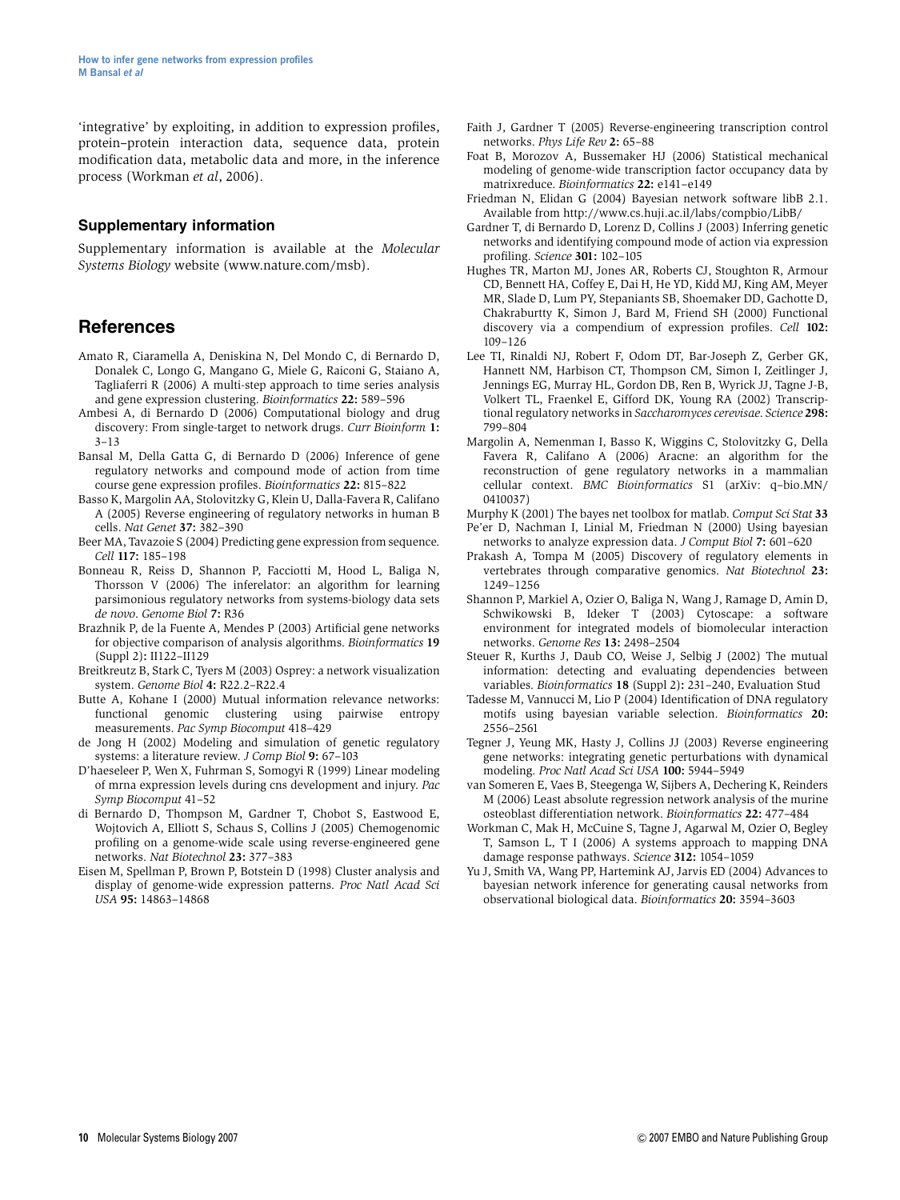'integrative' by exploiting, in addition to expression profiles, protein–protein interaction data, sequence data, protein modification data, metabolic data and more, in the inference process (Workman *et al*, 2006).

### Supplementary information

Supplementary information is available at the *Molecular Systems Biology* website (www.nature.com/msb).

## References

Amato R, Ciaramella A, Deniskina N, Del Mondo C, di Bernardo D, Donalek C, Longo G, Mangano G, Miele G, Raiconi G, Staiano A, Tagliaferri R (2006) A multi-step approach to time series analysis and gene expression clustering. *Bioinformatics* **22:** 589–596

Ambesi A, di Bernardo D (2006) Computational biology and drug discovery: From single-target to network drugs. *Curr Bioinform* **1:** 3–13

Bansal M, Della Gatta G, di Bernardo D (2006) Inference of gene regulatory networks and compound mode of action from time course gene expression profiles. *Bioinformatics* **22:** 815–822

Basso K, Margolin AA, Stolovitzky G, Klein U, Dalla-Favera R, Califano A (2005) Reverse engineering of regulatory networks in human B cells. *Nat Genet* **37:** 382–390

Beer MA, Tavazoie S (2004) Predicting gene expression from sequence. *Cell* **117:** 185–198

Bonneau R, Reiss D, Shannon P, Facciotti M, Hood L, Baliga N, Thorsson V (2006) The inferelator: an algorithm for learning parsimonious regulatory networks from systems-biology data sets *de novo*. *Genome Biol* **7:** R36

Brazhnik P, de la Fuente A, Mendes P (2003) Artificial gene networks for objective comparison of analysis algorithms. *Bioinformatics* **19** (Suppl 2)**:** II122–II129

Breitkreutz B, Stark C, Tyers M (2003) Osprey: a network visualization system. *Genome Biol* **4:** R22.2–R22.4

Butte A, Kohane I (2000) Mutual information relevance networks: functional genomic clustering using pairwise entropy measurements. *Pac Symp Biocomput* 418–429

de Jong H (2002) Modeling and simulation of genetic regulatory systems: a literature review. *J Comp Biol* **9:** 67–103

D'haeseleer P, Wen X, Fuhrman S, Somogyi R (1999) Linear modeling of mrna expression levels during cns development and injury. *Pac Symp Biocomput* 41–52

di Bernardo D, Thompson M, Gardner T, Chobot S, Eastwood E, Wojtovich A, Elliott S, Schaus S, Collins J (2005) Chemogenomic profiling on a genome-wide scale using reverse-engineered gene networks. *Nat Biotechnol* **23:** 377–383

Eisen M, Spellman P, Brown P, Botstein D (1998) Cluster analysis and display of genome-wide expression patterns. *Proc Natl Acad Sci USA* **95:** 14863–14868

Faith J, Gardner T (2005) Reverse-engineering transcription control networks. *Phys Life Rev* **2:** 65–88

Foat B, Morozov A, Bussemaker HJ (2006) Statistical mechanical modeling of genome-wide transcription factor occupancy data by matrixreduce. *Bioinformatics* **22:** e141–e149

Friedman N, Elidan G (2004) Bayesian network software libB 2.1. Available from http://www.cs.huji.ac.il/labs/compbio/LibB/

Gardner T, di Bernardo D, Lorenz D, Collins J (2003) Inferring genetic networks and identifying compound mode of action via expression profiling. *Science* **301:** 102–105

Hughes TR, Marton MJ, Jones AR, Roberts CJ, Stoughton R, Armour CD, Bennett HA, Coffey E, Dai H, He YD, Kidd MJ, King AM, Meyer MR, Slade D, Lum PY, Stepaniants SB, Shoemaker DD, Gachotte D, Chakraburtty K, Simon J, Bard M, Friend SH (2000) Functional discovery via a compendium of expression profiles. *Cell* **102:** 109–126

Lee TI, Rinaldi NJ, Robert F, Odom DT, Bar-Joseph Z, Gerber GK, Hannett NM, Harbison CT, Thompson CM, Simon I, Zeitlinger J, Jennings EG, Murray HL, Gordon DB, Ren B, Wyrick JJ, Tagne J-B, Volkert TL, Fraenkel E, Gifford DK, Young RA (2002) Transcriptional regulatory networks in *Saccharomyces cerevisae*. *Science* **298:** 799–804

Margolin A, Nemenman I, Basso K, Wiggins C, Stolovitzky G, Della Favera R, Califano A (2006) Aracne: an algorithm for the reconstruction of gene regulatory networks in a mammalian cellular context. *BMC Bioinformatics* S1 (arXiv: q–bio.MN/0410037)

Murphy K (2001) The bayes net toolbox for matlab. *Comput Sci Stat* **33**

Pe'er D, Nachman I, Linial M, Friedman N (2000) Using bayesian networks to analyze expression data. *J Comput Biol* **7:** 601–620

Prakash A, Tompa M (2005) Discovery of regulatory elements in vertebrates through comparative genomics. *Nat Biotechnol* **23:** 1249–1256

Shannon P, Markiel A, Ozier O, Baliga N, Wang J, Ramage D, Amin D, Schwikowski B, Ideker T (2003) Cytoscape: a software environment for integrated models of biomolecular interaction networks. *Genome Res* **13:** 2498–2504

Steuer R, Kurths J, Daub CO, Weise J, Selbig J (2002) The mutual information: detecting and evaluating dependencies between variables. *Bioinformatics* **18** (Suppl 2)**:** 231–240, Evaluation Stud

Tadesse M, Vannucci M, Lio P (2004) Identification of DNA regulatory motifs using bayesian variable selection. *Bioinformatics* **20:** 2556–2561

Tegner J, Yeung MK, Hasty J, Collins JJ (2003) Reverse engineering gene networks: integrating genetic perturbations with dynamical modeling. *Proc Natl Acad Sci USA* **100:** 5944–5949

van Someren E, Vaes B, Steegenga W, Sijbers A, Dechering K, Reinders M (2006) Least absolute regression network analysis of the murine osteoblast differentiation network. *Bioinformatics* **22:** 477–484

Workman C, Mak H, McCuine S, Tagne J, Agarwal M, Ozier O, Begley T, Samson L, T I (2006) A systems approach to mapping DNA damage response pathways. *Science* **312:** 1054–1059

Yu J, Smith VA, Wang PP, Hartemink AJ, Jarvis ED (2004) Advances to bayesian network inference for generating causal networks from observational biological data. *Bioinformatics* **20:** 3594–3603